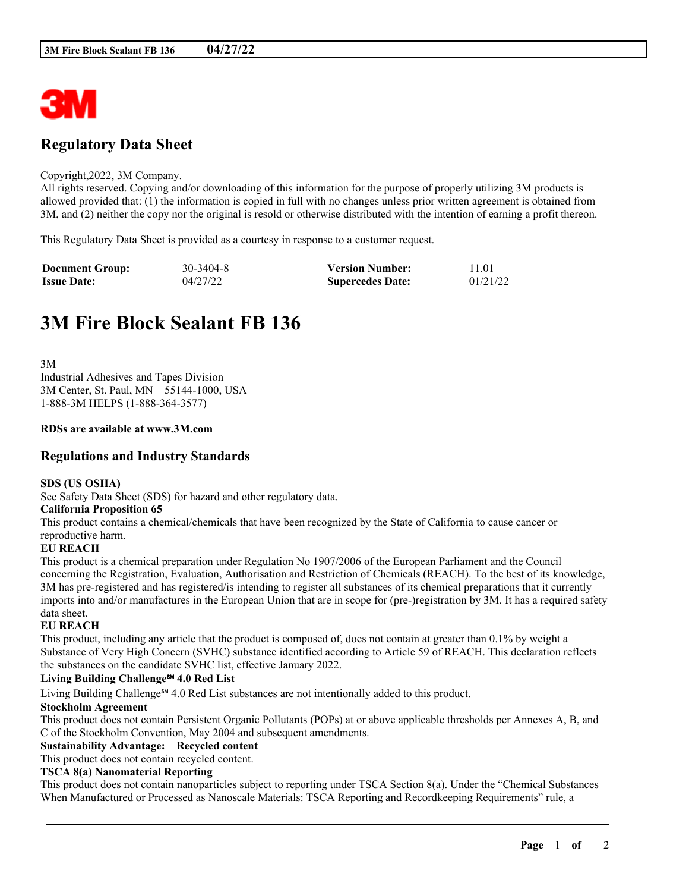## Regulatory Data Sheet

Copyright,2022, 3M Company.
All rights reserved. Copying and/or downloading of this information for the purpose of properly utilizing 3M products is allowed provided that: (1) the information is copied in full with no changes unless prior written agreement is obtained from 3M, and (2) neither the copy nor the original is resold or otherwise distributed with the intention of earning a profit thereon.

This Regulatory Data Sheet is provided as a courtesy in response to a customer request.

| **Document Group:** | 30-3404-8 | **Version Number:** | 11.01 |
|---|---|---|---|
| **Issue Date:** | 04/27/22 | **Supercedes Date:** | 01/21/22 |

# 3M Fire Block Sealant FB 136

3M
Industrial Adhesives and Tapes Division
3M Center, St. Paul, MN 55144-1000, USA
1-888-3M HELPS (1-888-364-3577)

**RDSs are available at www.3M.com**

## Regulations and Industry Standards

**SDS (US OSHA)**
See Safety Data Sheet (SDS) for hazard and other regulatory data.

**California Proposition 65**
This product contains a chemical/chemicals that have been recognized by the State of California to cause cancer or reproductive harm.

**EU REACH**
This product is a chemical preparation under Regulation No 1907/2006 of the European Parliament and the Council concerning the Registration, Evaluation, Authorisation and Restriction of Chemicals (REACH). To the best of its knowledge, 3M has pre-registered and has registered/is intending to register all substances of its chemical preparations that it currently imports into and/or manufactures in the European Union that are in scope for (pre-)registration by 3M. It has a required safety data sheet.

**EU REACH**
This product, including any article that the product is composed of, does not contain at greater than 0.1% by weight a Substance of Very High Concern (SVHC) substance identified according to Article 59 of REACH. This declaration reflects the substances on the candidate SVHC list, effective January 2022.

**Living Building Challenge℠ 4.0 Red List**
Living Building Challenge℠ 4.0 Red List substances are not intentionally added to this product.

**Stockholm Agreement**
This product does not contain Persistent Organic Pollutants (POPs) at or above applicable thresholds per Annexes A, B, and C of the Stockholm Convention, May 2004 and subsequent amendments.

**Sustainability Advantage: Recycled content**
This product does not contain recycled content.

**TSCA 8(a) Nanomaterial Reporting**
This product does not contain nanoparticles subject to reporting under TSCA Section 8(a). Under the "Chemical Substances When Manufactured or Processed as Nanoscale Materials: TSCA Reporting and Recordkeeping Requirements" rule, a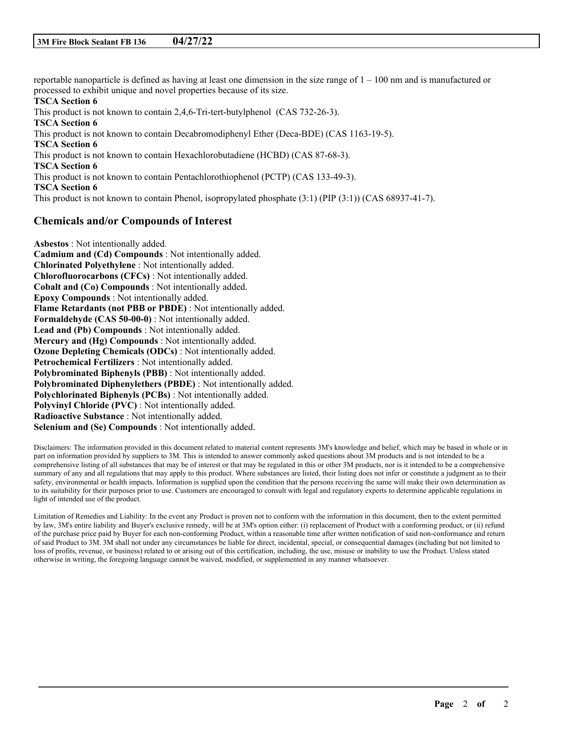reportable nanoparticle is defined as having at least one dimension in the size range of 1 – 100 nm and is manufactured or processed to exhibit unique and novel properties because of its size.

**TSCA Section 6**

This product is not known to contain 2,4,6-Tri-tert-butylphenol (CAS 732-26-3).

**TSCA Section 6**

This product is not known to contain Decabromodiphenyl Ether (Deca-BDE) (CAS 1163-19-5).

**TSCA Section 6**

This product is not known to contain Hexachlorobutadiene (HCBD) (CAS 87-68-3).

**TSCA Section 6**

This product is not known to contain Pentachlorothiophenol (PCTP) (CAS 133-49-3).

**TSCA Section 6**

This product is not known to contain Phenol, isopropylated phosphate (3:1) (PIP (3:1)) (CAS 68937-41-7).

## Chemicals and/or Compounds of Interest

**Asbestos** : Not intentionally added.
**Cadmium and (Cd) Compounds** : Not intentionally added.
**Chlorinated Polyethylene** : Not intentionally added.
**Chlorofluorocarbons (CFCs)** : Not intentionally added.
**Cobalt and (Co) Compounds** : Not intentionally added.
**Epoxy Compounds** : Not intentionally added.
**Flame Retardants (not PBB or PBDE)** : Not intentionally added.
**Formaldehyde (CAS 50-00-0)** : Not intentionally added.
**Lead and (Pb) Compounds** : Not intentionally added.
**Mercury and (Hg) Compounds** : Not intentionally added.
**Ozone Depleting Chemicals (ODCs)** : Not intentionally added.
**Petrochemical Fertilizers** : Not intentionally added.
**Polybrominated Biphenyls (PBB)** : Not intentionally added.
**Polybrominated Diphenylethers (PBDE)** : Not intentionally added.
**Polychlorinated Biphenyls (PCBs)** : Not intentionally added.
**Polyvinyl Chloride (PVC)** : Not intentionally added.
**Radioactive Substance** : Not intentionally added.
**Selenium and (Se) Compounds** : Not intentionally added.

Disclaimers: The information provided in this document related to material content represents 3M's knowledge and belief, which may be based in whole or in part on information provided by suppliers to 3M. This is intended to answer commonly asked questions about 3M products and is not intended to be a comprehensive listing of all substances that may be of interest or that may be regulated in this or other 3M products, nor is it intended to be a comprehensive summary of any and all regulations that may apply to this product. Where substances are listed, their listing does not infer or constitute a judgment as to their safety, environmental or health impacts. Information is supplied upon the condition that the persons receiving the same will make their own determination as to its suitability for their purposes prior to use. Customers are encouraged to consult with legal and regulatory experts to determine applicable regulations in light of intended use of the product.

Limitation of Remedies and Liability: In the event any Product is proven not to conform with the information in this document, then to the extent permitted by law, 3M's entire liability and Buyer's exclusive remedy, will be at 3M's option either: (i) replacement of Product with a conforming product, or (ii) refund of the purchase price paid by Buyer for each non-conforming Product, within a reasonable time after written notification of said non-conformance and return of said Product to 3M. 3M shall not under any circumstances be liable for direct, incidental, special, or consequential damages (including but not limited to loss of profits, revenue, or business) related to or arising out of this certification, including, the use, misuse or inability to use the Product. Unless stated otherwise in writing, the foregoing language cannot be waived, modified, or supplemented in any manner whatsoever.